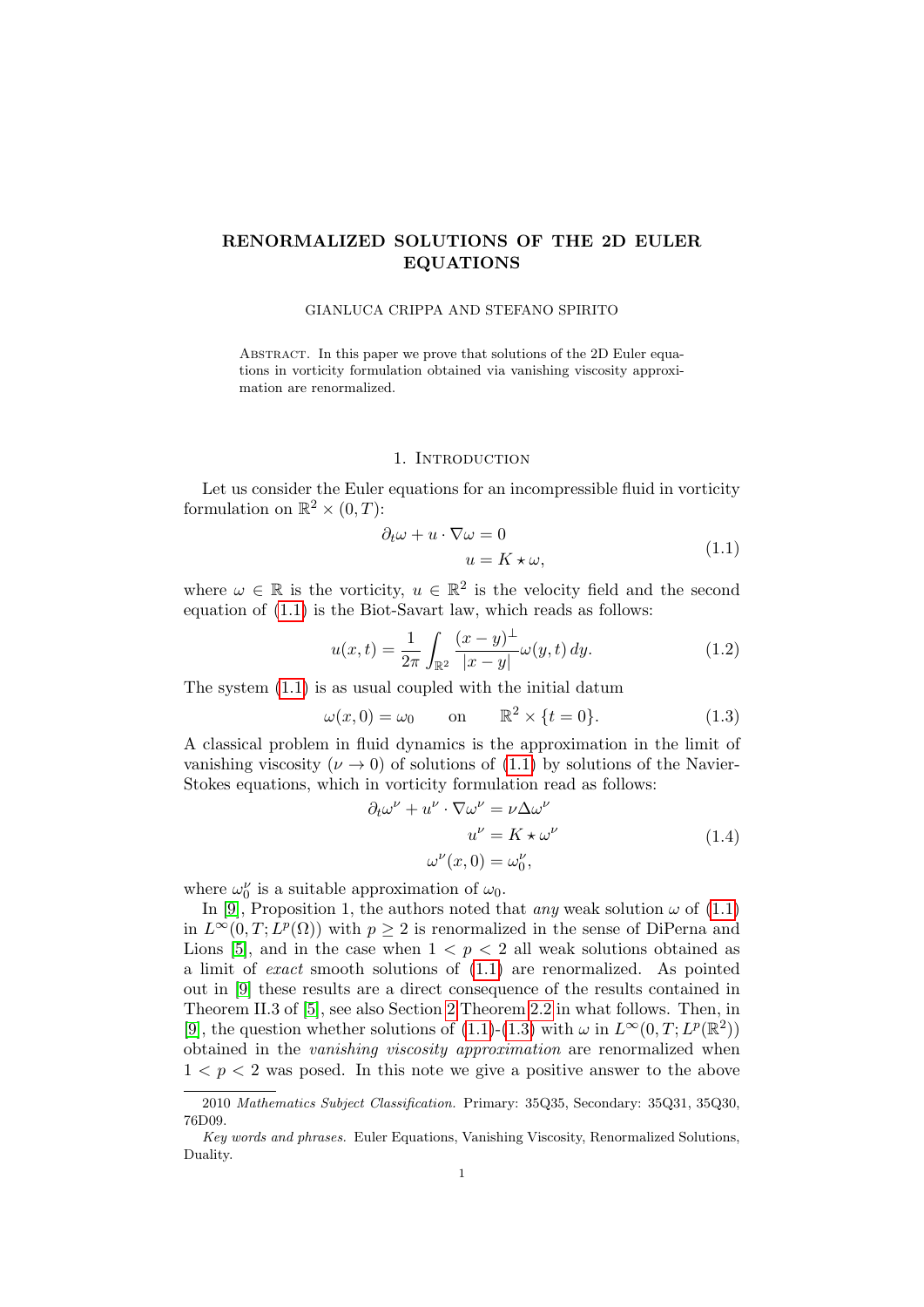# RENORMALIZED SOLUTIONS OF THE 2D EULER EQUATIONS

GIANLUCA CRIPPA AND STEFANO SPIRITO

Abstract. In this paper we prove that solutions of the 2D Euler equations in vorticity formulation obtained via vanishing viscosity approximation are renormalized.

## 1. Introduction

Let us consider the Euler equations for an incompressible fluid in vorticity formulation on $\mathbb{R}^2 \times (0, T)$:

$$
\begin{aligned}
\partial_t \omega + u \cdot \nabla \omega = 0 \\
u = K \star \omega,
\end{aligned}
\tag{1.1}
$$

where $\omega \in \mathbb{R}$ is the vorticity, $u \in \mathbb{R}^2$ is the velocity field and the second equation of (1.1) is the Biot-Savart law, which reads as follows:

$$
u(x,t) = \frac{1}{2\pi} \int_{\mathbb{R}^2} \frac{(x-y)^{\perp}}{|x-y|} \omega(y,t)\, dy. \tag{1.2}
$$

The system (1.1) is as usual coupled with the initial datum

$$
\omega(x,0) = \omega_0 \qquad \text{on} \qquad \mathbb{R}^2 \times \{t = 0\}. \tag{1.3}
$$

A classical problem in fluid dynamics is the approximation in the limit of vanishing viscosity ($\nu \to 0$) of solutions of (1.1) by solutions of the Navier-Stokes equations, which in vorticity formulation read as follows:

$$
\begin{aligned}
\partial_t \omega^{\nu} + u^{\nu} \cdot \nabla \omega^{\nu} = \nu \Delta \omega^{\nu} \\
u^{\nu} = K \star \omega^{\nu} \\
\omega^{\nu}(x,0) = \omega_0^{\nu},
\end{aligned}
\tag{1.4}
$$

where $\omega_0^{\nu}$ is a suitable approximation of $\omega_0$.

In [9], Proposition 1, the authors noted that *any* weak solution $\omega$ of (1.1) in $L^{\infty}(0,T; L^p(\Omega))$ with $p \geq 2$ is renormalized in the sense of DiPerna and Lions [5], and in the case when $1 < p < 2$ all weak solutions obtained as a limit of *exact* smooth solutions of (1.1) are renormalized. As pointed out in [9] these results are a direct consequence of the results contained in Theorem II.3 of [5], see also Section 2 Theorem 2.2 in what follows. Then, in [9], the question whether solutions of (1.1)-(1.3) with $\omega$ in $L^{\infty}(0,T; L^p(\mathbb{R}^2))$ obtained in the *vanishing viscosity approximation* are renormalized when $1 < p < 2$ was posed. In this note we give a positive answer to the above

---

2010 *Mathematics Subject Classification.* Primary: 35Q35, Secondary: 35Q31, 35Q30, 76D09.

*Key words and phrases.* Euler Equations, Vanishing Viscosity, Renormalized Solutions, Duality.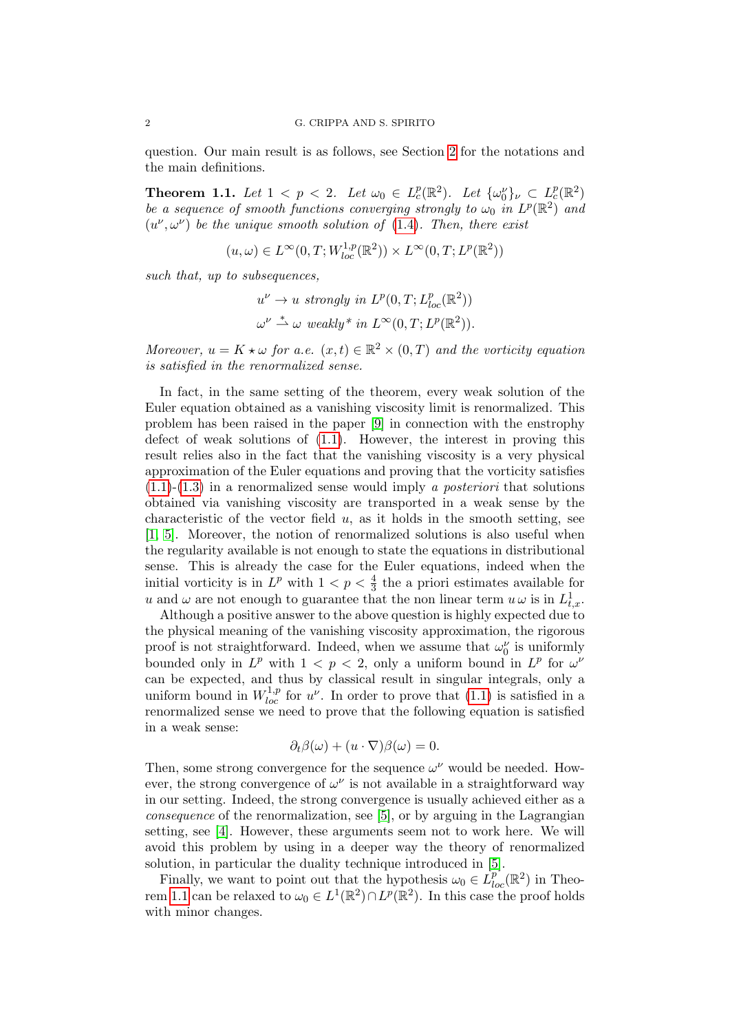question. Our main result is as follows, see Section 2 for the notations and the main definitions.

**Theorem 1.1.** *Let $1 < p < 2$. Let $\omega_0 \in L^p_c(\mathbb{R}^2)$. Let $\{\omega_0^\nu\}_\nu \subset L^p_c(\mathbb{R}^2)$ be a sequence of smooth functions converging strongly to $\omega_0$ in $L^p(\mathbb{R}^2)$ and $(u^\nu, \omega^\nu)$ be the unique smooth solution of (1.4). Then, there exist*

$$(u, \omega) \in L^\infty(0, T; W^{1,p}_{loc}(\mathbb{R}^2)) \times L^\infty(0, T; L^p(\mathbb{R}^2))$$

*such that, up to subsequences,*

$$u^\nu \to u \text{ strongly in } L^p(0, T; L^p_{loc}(\mathbb{R}^2))$$
$$\omega^\nu \overset{*}{\rightharpoonup} \omega \text{ weakly* in } L^\infty(0, T; L^p(\mathbb{R}^2)).$$

*Moreover, $u = K \star \omega$ for a.e. $(x, t) \in \mathbb{R}^2 \times (0, T)$ and the vorticity equation is satisfied in the renormalized sense.*

In fact, in the same setting of the theorem, every weak solution of the Euler equation obtained as a vanishing viscosity limit is renormalized. This problem has been raised in the paper [9] in connection with the enstrophy defect of weak solutions of (1.1). However, the interest in proving this result relies also in the fact that the vanishing viscosity is a very physical approximation of the Euler equations and proving that the vorticity satisfies (1.1)-(1.3) in a renormalized sense would imply *a posteriori* that solutions obtained via vanishing viscosity are transported in a weak sense by the characteristic of the vector field $u$, as it holds in the smooth setting, see [1, 5]. Moreover, the notion of renormalized solutions is also useful when the regularity available is not enough to state the equations in distributional sense. This is already the case for the Euler equations, indeed when the initial vorticity is in $L^p$ with $1 < p < \frac{4}{3}$ the a priori estimates available for $u$ and $\omega$ are not enough to guarantee that the non linear term $u\,\omega$ is in $L^1_{t,x}$.

Although a positive answer to the above question is highly expected due to the physical meaning of the vanishing viscosity approximation, the rigorous proof is not straightforward. Indeed, when we assume that $\omega_0^\nu$ is uniformly bounded only in $L^p$ with $1 < p < 2$, only a uniform bound in $L^p$ for $\omega^\nu$ can be expected, and thus by classical result in singular integrals, only a uniform bound in $W^{1,p}_{loc}$ for $u^\nu$. In order to prove that (1.1) is satisfied in a renormalized sense we need to prove that the following equation is satisfied in a weak sense:

$$\partial_t \beta(\omega) + (u \cdot \nabla)\beta(\omega) = 0.$$

Then, some strong convergence for the sequence $\omega^\nu$ would be needed. However, the strong convergence of $\omega^\nu$ is not available in a straightforward way in our setting. Indeed, the strong convergence is usually achieved either as a *consequence* of the renormalization, see [5], or by arguing in the Lagrangian setting, see [4]. However, these arguments seem not to work here. We will avoid this problem by using in a deeper way the theory of renormalized solution, in particular the duality technique introduced in [5].

Finally, we want to point out that the hypothesis $\omega_0 \in L^p_{loc}(\mathbb{R}^2)$ in Theorem 1.1 can be relaxed to $\omega_0 \in L^1(\mathbb{R}^2) \cap L^p(\mathbb{R}^2)$. In this case the proof holds with minor changes.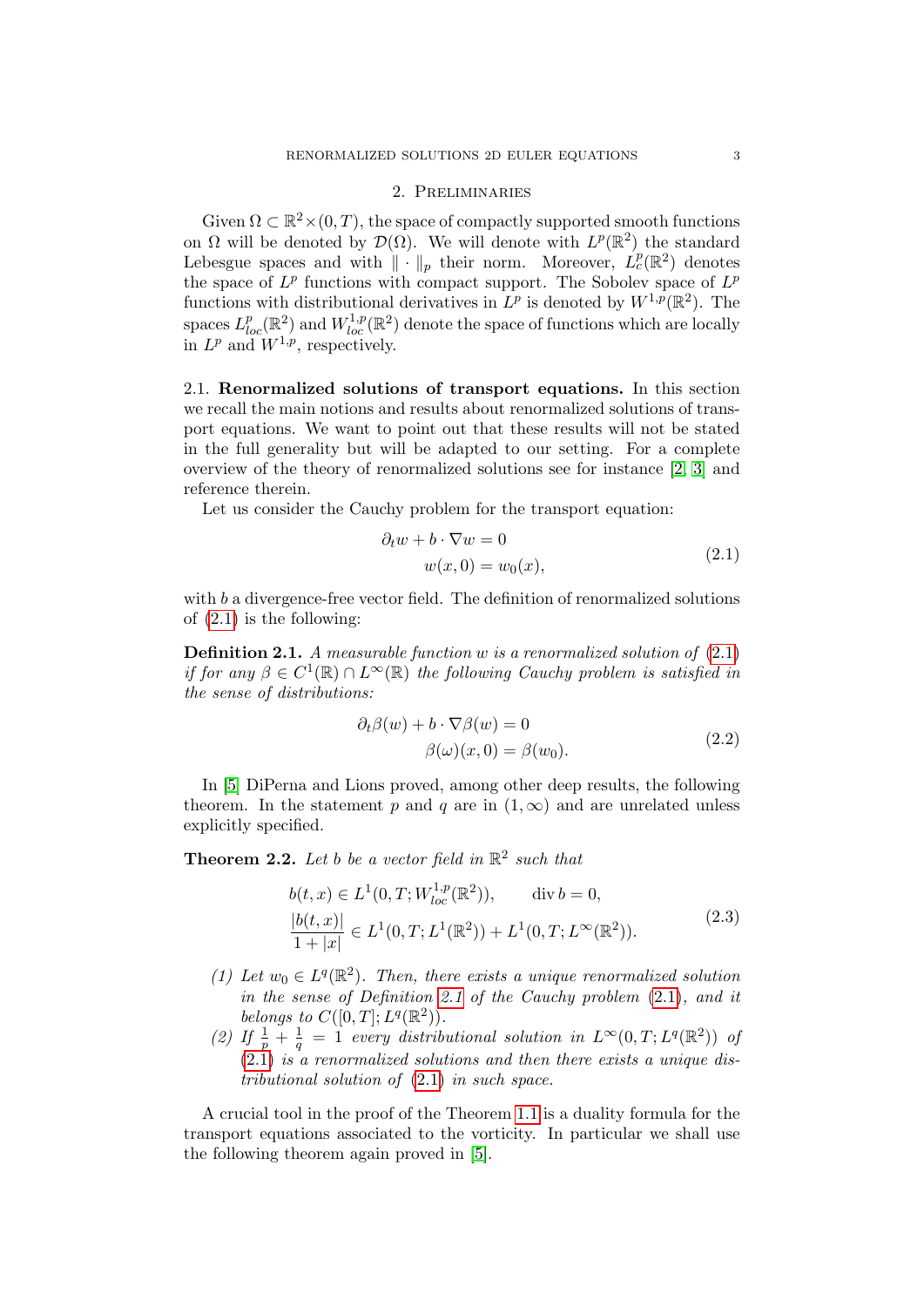## 2. Preliminaries

Given $\Omega \subset \mathbb{R}^2 \times (0,T)$, the space of compactly supported smooth functions on $\Omega$ will be denoted by $\mathcal{D}(\Omega)$. We will denote with $L^p(\mathbb{R}^2)$ the standard Lebesgue spaces and with $\| \cdot \|_p$ their norm. Moreover, $L^p_c(\mathbb{R}^2)$ denotes the space of $L^p$ functions with compact support. The Sobolev space of $L^p$ functions with distributional derivatives in $L^p$ is denoted by $W^{1,p}(\mathbb{R}^2)$. The spaces $L^p_{loc}(\mathbb{R}^2)$ and $W^{1,p}_{loc}(\mathbb{R}^2)$ denote the space of functions which are locally in $L^p$ and $W^{1,p}$, respectively.

### 2.1. Renormalized solutions of transport equations.

In this section we recall the main notions and results about renormalized solutions of transport equations. We want to point out that these results will not be stated in the full generality but will be adapted to our setting. For a complete overview of the theory of renormalized solutions see for instance [2, 3] and reference therein.

Let us consider the Cauchy problem for the transport equation:

$$
\begin{aligned}
\partial_t w + b \cdot \nabla w &= 0 \\
w(x,0) &= w_0(x),
\end{aligned}
\tag{2.1}
$$

with $b$ a divergence-free vector field. The definition of renormalized solutions of (2.1) is the following:

**Definition 2.1.** *A measurable function $w$ is a renormalized solution of (2.1) if for any $\beta \in C^1(\mathbb{R}) \cap L^\infty(\mathbb{R})$ the following Cauchy problem is satisfied in the sense of distributions:*

$$
\begin{aligned}
\partial_t \beta(w) + b \cdot \nabla \beta(w) &= 0 \\
\beta(\omega)(x,0) &= \beta(w_0).
\end{aligned}
\tag{2.2}
$$

In [5] DiPerna and Lions proved, among other deep results, the following theorem. In the statement $p$ and $q$ are in $(1,\infty)$ and are unrelated unless explicitly specified.

**Theorem 2.2.** *Let $b$ be a vector field in $\mathbb{R}^2$ such that*

$$
\begin{aligned}
& b(t,x) \in L^1(0,T; W^{1,p}_{loc}(\mathbb{R}^2)), \qquad \operatorname{div} b = 0, \\
& \frac{|b(t,x)|}{1+|x|} \in L^1(0,T; L^1(\mathbb{R}^2)) + L^1(0,T; L^\infty(\mathbb{R}^2)).
\end{aligned}
\tag{2.3}
$$

1. *Let $w_0 \in L^q(\mathbb{R}^2)$. Then, there exists a unique renormalized solution in the sense of Definition 2.1 of the Cauchy problem (2.1), and it belongs to $C([0,T]; L^q(\mathbb{R}^2))$.*
2. *If $\frac{1}{p} + \frac{1}{q} = 1$ every distributional solution in $L^\infty(0,T; L^q(\mathbb{R}^2))$ of (2.1) is a renormalized solutions and then there exists a unique distributional solution of (2.1) in such space.*

A crucial tool in the proof of the Theorem 1.1 is a duality formula for the transport equations associated to the vorticity. In particular we shall use the following theorem again proved in [5].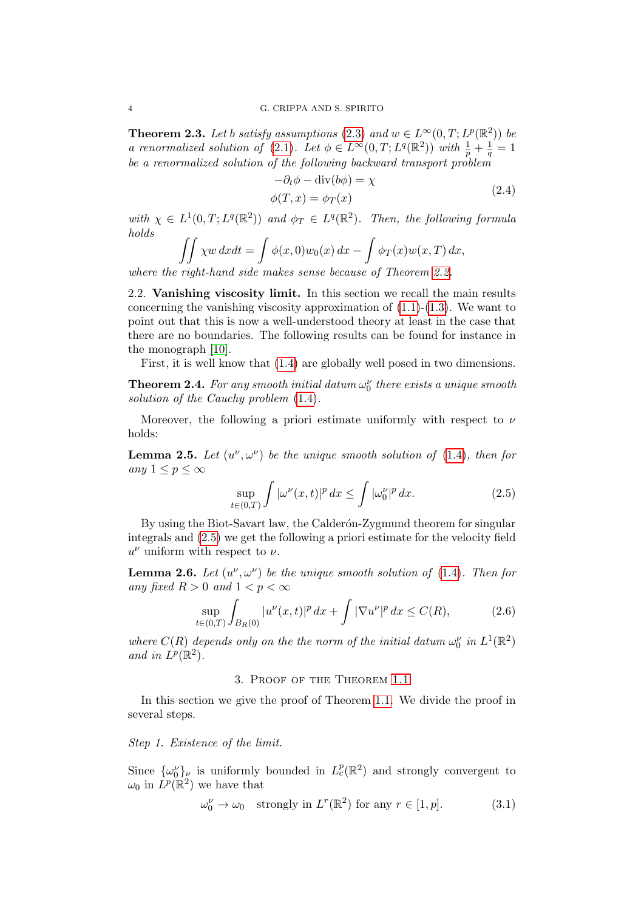**Theorem 2.3.** *Let $b$ satisfy assumptions (2.3) and $w \in L^\infty(0,T;L^p(\mathbb{R}^2))$ be a renormalized solution of (2.1). Let $\phi \in L^\infty(0,T;L^q(\mathbb{R}^2))$ with $\frac{1}{p}+\frac{1}{q}=1$ be a renormalized solution of the following backward transport problem*

$$
\begin{aligned}
&-\partial_t \phi - \operatorname{div}(b\phi) = \chi \\
&\phi(T,x) = \phi_T(x)
\end{aligned}
\tag{2.4}
$$

*with $\chi \in L^1(0,T;L^q(\mathbb{R}^2))$ and $\phi_T \in L^q(\mathbb{R}^2)$. Then, the following formula holds*

$$
\iint \chi w \, dx dt = \int \phi(x,0) w_0(x)\, dx - \int \phi_T(x) w(x,T)\, dx,
$$

*where the right-hand side makes sense because of Theorem 2.2.*

## 2.2. Vanishing viscosity limit.

In this section we recall the main results concerning the vanishing viscosity approximation of (1.1)-(1.3). We want to point out that this is now a well-understood theory at least in the case that there are no boundaries. The following results can be found for instance in the monograph [10].

First, it is well know that (1.4) are globally well posed in two dimensions.

**Theorem 2.4.** *For any smooth initial datum $\omega_0^\nu$ there exists a unique smooth solution of the Cauchy problem (1.4).*

Moreover, the following a priori estimate uniformly with respect to $\nu$ holds:

**Lemma 2.5.** *Let $(u^\nu, \omega^\nu)$ be the unique smooth solution of (1.4), then for any $1 \le p \le \infty$*

$$
\sup_{t\in(0,T)} \int |\omega^\nu(x,t)|^p \, dx \le \int |\omega_0^\nu|^p \, dx. \tag{2.5}
$$

By using the Biot-Savart law, the Calderón-Zygmund theorem for singular integrals and (2.5) we get the following a priori estimate for the velocity field $u^\nu$ uniform with respect to $\nu$.

**Lemma 2.6.** *Let $(u^\nu, \omega^\nu)$ be the unique smooth solution of (1.4). Then for any fixed $R > 0$ and $1 < p < \infty$*

$$
\sup_{t\in(0,T)} \int_{B_R(0)} |u^\nu(x,t)|^p \, dx + \int |\nabla u^\nu|^p \, dx \le C(R), \tag{2.6}
$$

*where $C(R)$ depends only on the the norm of the initial datum $\omega_0^\nu$ in $L^1(\mathbb{R}^2)$ and in $L^p(\mathbb{R}^2)$.*

# 3. Proof of the Theorem 1.1

In this section we give the proof of Theorem 1.1. We divide the proof in several steps.

*Step 1. Existence of the limit.*

Since $\{\omega_0^\nu\}_\nu$ is uniformly bounded in $L^p_c(\mathbb{R}^2)$ and strongly convergent to $\omega_0$ in $L^p(\mathbb{R}^2)$ we have that

$$
\omega_0^\nu \to \omega_0 \quad \text{strongly in } L^r(\mathbb{R}^2) \text{ for any } r \in [1,p]. \tag{3.1}
$$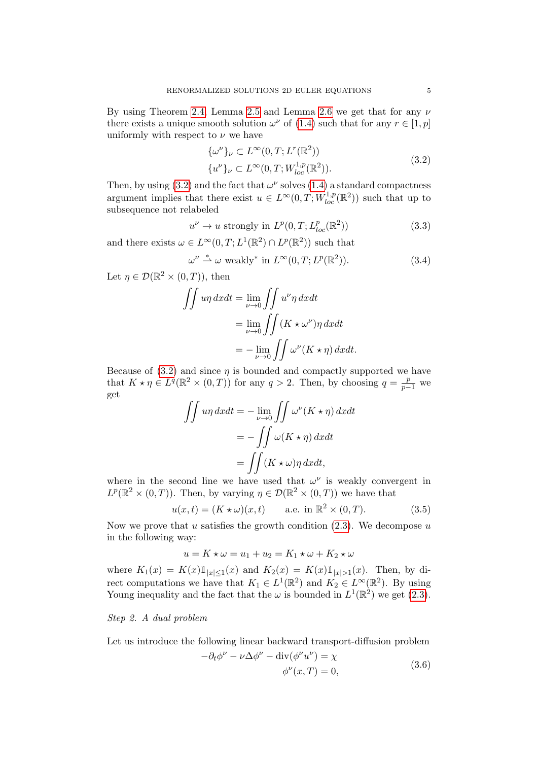By using Theorem 2.4, Lemma 2.5 and Lemma 2.6 we get that for any $\nu$ there exists a unique smooth solution $\omega^\nu$ of (1.4) such that for any $r \in [1,p]$ uniformly with respect to $\nu$ we have

$$
\begin{aligned}
&\{\omega^\nu\}_\nu \subset L^\infty(0,T;L^r(\mathbb{R}^2)) \\
&\{u^\nu\}_\nu \subset L^\infty(0,T;W^{1,p}_{loc}(\mathbb{R}^2)).
\end{aligned}
\tag{3.2}
$$

Then, by using (3.2) and the fact that $\omega^\nu$ solves (1.4) a standard compactness argument implies that there exist $u \in L^\infty(0,T;W^{1,p}_{loc}(\mathbb{R}^2))$ such that up to subsequence not relabeled

$$
u^\nu \to u \text{ strongly in } L^p(0,T;L^p_{loc}(\mathbb{R}^2)) \tag{3.3}
$$

and there exists $\omega \in L^\infty(0,T;L^1(\mathbb{R}^2)\cap L^p(\mathbb{R}^2))$ such that

$$
\omega^\nu \overset{*}{\rightharpoonup} \omega \text{ weakly}^* \text{ in } L^\infty(0,T;L^p(\mathbb{R}^2)). \tag{3.4}
$$

Let $\eta \in \mathcal{D}(\mathbb{R}^2\times(0,T))$, then

$$
\begin{aligned}
\iint u\eta\,dxdt &= \lim_{\nu\to 0}\iint u^\nu \eta\,dxdt \\
&= \lim_{\nu\to 0}\iint (K\star\omega^\nu)\eta\,dxdt \\
&= -\lim_{\nu\to 0}\iint \omega^\nu (K\star\eta)\,dxdt.
\end{aligned}
$$

Because of (3.2) and since $\eta$ is bounded and compactly supported we have that $K\star\eta \in L^q(\mathbb{R}^2\times(0,T))$ for any $q>2$. Then, by choosing $q=\frac{p}{p-1}$ we get

$$
\begin{aligned}
\iint u\eta\,dxdt &= -\lim_{\nu\to 0}\iint \omega^\nu (K\star\eta)\,dxdt \\
&= -\iint \omega (K\star\eta)\,dxdt \\
&= \iint (K\star\omega)\eta\,dxdt,
\end{aligned}
$$

where in the second line we have used that $\omega^\nu$ is weakly convergent in $L^p(\mathbb{R}^2\times(0,T))$. Then, by varying $\eta \in \mathcal{D}(\mathbb{R}^2\times(0,T))$ we have that

$$
u(x,t) = (K\star\omega)(x,t) \qquad \text{a.e. in } \mathbb{R}^2\times(0,T). \tag{3.5}
$$

Now we prove that $u$ satisfies the growth condition (2.3). We decompose $u$ in the following way:

$$
u = K\star\omega = u_1 + u_2 = K_1\star\omega + K_2\star\omega
$$

where $K_1(x) = K(x)\mathbb{1}_{|x|\le 1}(x)$ and $K_2(x) = K(x)\mathbb{1}_{|x|>1}(x)$. Then, by direct computations we have that $K_1 \in L^1(\mathbb{R}^2)$ and $K_2\in L^\infty(\mathbb{R}^2)$. By using Young inequality and the fact that the $\omega$ is bounded in $L^1(\mathbb{R}^2)$ we get (2.3).

*Step 2. A dual problem*

Let us introduce the following linear backward transport-diffusion problem

$$
\begin{aligned}
-\partial_t\phi^\nu - \nu\Delta\phi^\nu - \operatorname{div}(\phi^\nu u^\nu) &= \chi \\
\phi^\nu(x,T) &= 0,
\end{aligned}
\tag{3.6}
$$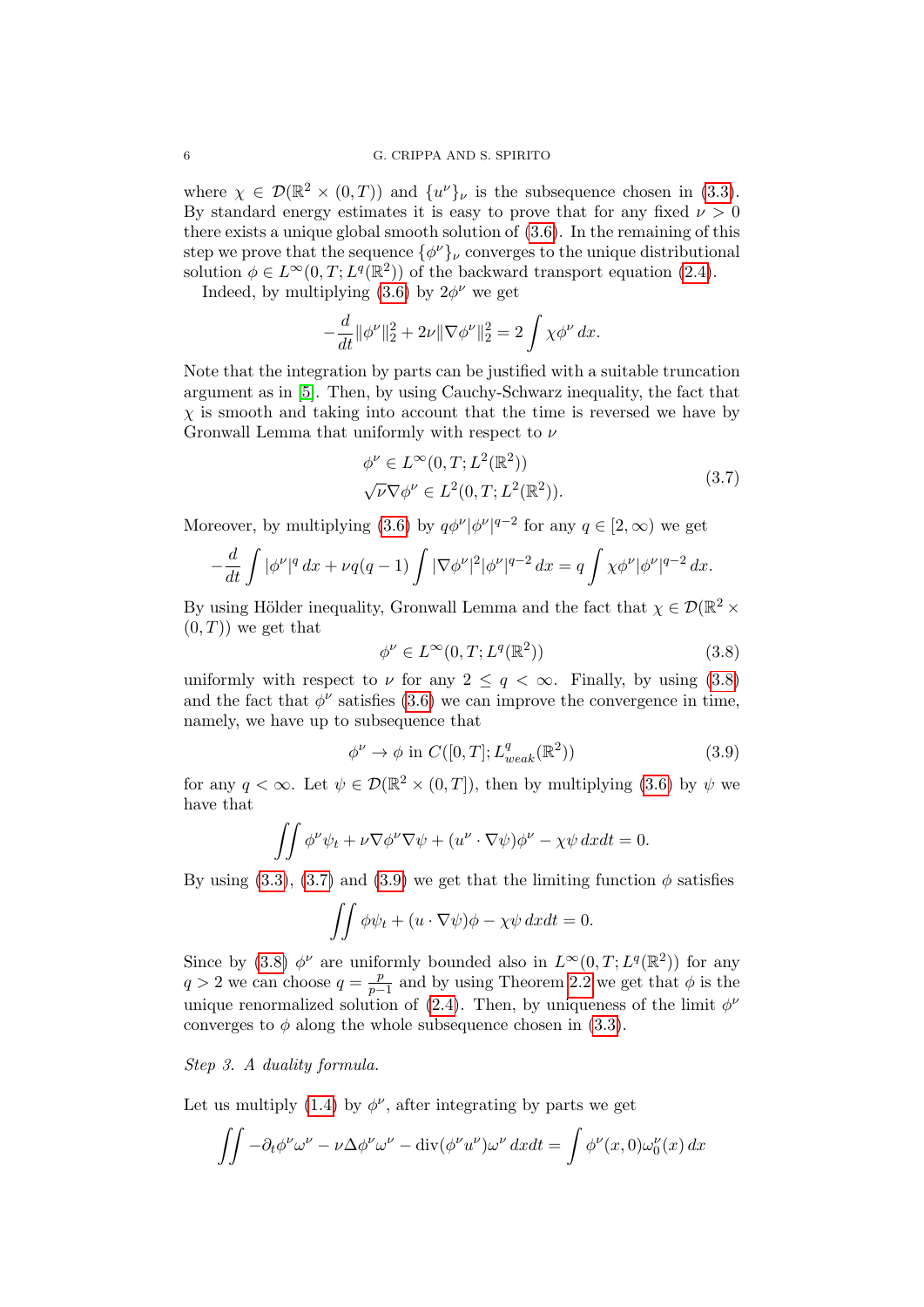where $\chi \in \mathcal{D}(\mathbb{R}^2 \times (0,T))$ and $\{u^\nu\}_\nu$ is the subsequence chosen in (3.3). By standard energy estimates it is easy to prove that for any fixed $\nu > 0$ there exists a unique global smooth solution of (3.6). In the remaining of this step we prove that the sequence $\{\phi^\nu\}_\nu$ converges to the unique distributional solution $\phi \in L^\infty(0,T; L^q(\mathbb{R}^2))$ of the backward transport equation (2.4).

Indeed, by multiplying (3.6) by $2\phi^\nu$ we get

$$-\frac{d}{dt}\|\phi^\nu\|_2^2 + 2\nu\|\nabla\phi^\nu\|_2^2 = 2\int \chi\phi^\nu\, dx.$$

Note that the integration by parts can be justified with a suitable truncation argument as in [5]. Then, by using Cauchy-Schwarz inequality, the fact that $\chi$ is smooth and taking into account that the time is reversed we have by Gronwall Lemma that uniformly with respect to $\nu$

$$\begin{aligned} &\phi^\nu \in L^\infty(0,T; L^2(\mathbb{R}^2)) \\ &\sqrt{\nu}\nabla\phi^\nu \in L^2(0,T; L^2(\mathbb{R}^2)). \end{aligned} \tag{3.7}$$

Moreover, by multiplying (3.6) by $q\phi^\nu|\phi^\nu|^{q-2}$ for any $q \in [2,\infty)$ we get

$$-\frac{d}{dt}\int |\phi^\nu|^q\, dx + \nu q(q-1)\int |\nabla\phi^\nu|^2|\phi^\nu|^{q-2}\, dx = q\int \chi\phi^\nu|\phi^\nu|^{q-2}\, dx.$$

By using Hölder inequality, Gronwall Lemma and the fact that $\chi \in \mathcal{D}(\mathbb{R}^2 \times (0,T))$ we get that

$$\phi^\nu \in L^\infty(0,T; L^q(\mathbb{R}^2)) \tag{3.8}$$

uniformly with respect to $\nu$ for any $2 \le q < \infty$. Finally, by using (3.8) and the fact that $\phi^\nu$ satisfies (3.6) we can improve the convergence in time, namely, we have up to subsequence that

$$\phi^\nu \to \phi \text{ in } C([0,T]; L^q_{weak}(\mathbb{R}^2)) \tag{3.9}$$

for any $q < \infty$. Let $\psi \in \mathcal{D}(\mathbb{R}^2 \times (0,T])$, then by multiplying (3.6) by $\psi$ we have that

$$\iint \phi^\nu\psi_t + \nu\nabla\phi^\nu\nabla\psi + (u^\nu \cdot \nabla\psi)\phi^\nu - \chi\psi\, dxdt = 0.$$

By using (3.3), (3.7) and (3.9) we get that the limiting function $\phi$ satisfies

$$\iint \phi\psi_t + (u \cdot \nabla\psi)\phi - \chi\psi\, dxdt = 0.$$

Since by (3.8) $\phi^\nu$ are uniformly bounded also in $L^\infty(0,T; L^q(\mathbb{R}^2))$ for any $q > 2$ we can choose $q = \frac{p}{p-1}$ and by using Theorem 2.2 we get that $\phi$ is the unique renormalized solution of (2.4). Then, by uniqueness of the limit $\phi^\nu$ converges to $\phi$ along the whole subsequence chosen in (3.3).

*Step 3. A duality formula.*

Let us multiply (1.4) by $\phi^\nu$, after integrating by parts we get

$$\iint -\partial_t\phi^\nu\omega^\nu - \nu\Delta\phi^\nu\omega^\nu - \operatorname{div}(\phi^\nu u^\nu)\omega^\nu\, dxdt = \int \phi^\nu(x,0)\omega_0^\nu(x)\, dx$$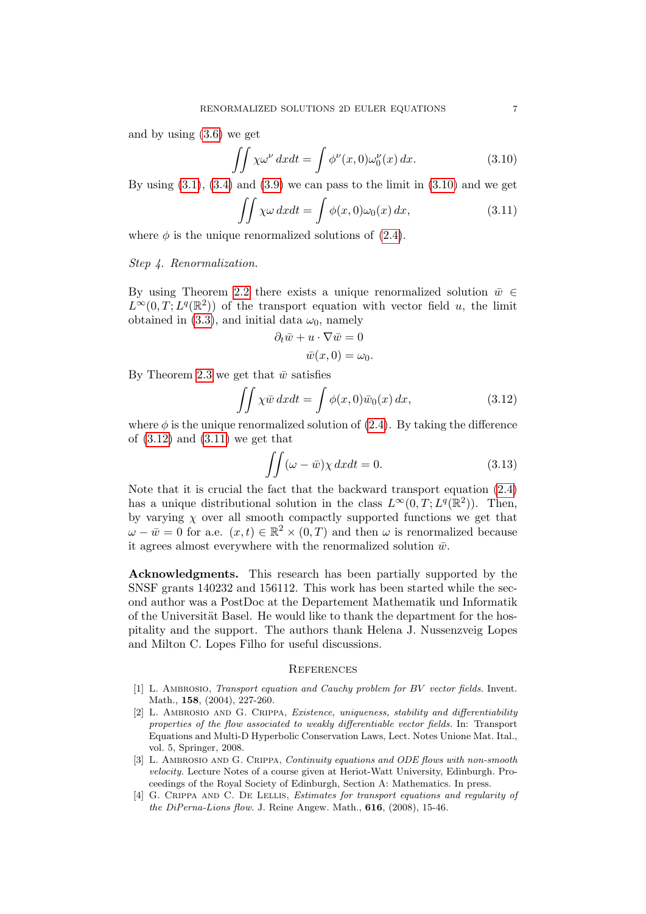and by using (3.6) we get

$$\iint \chi\omega^\nu \, dxdt = \int \phi^\nu(x,0)\omega_0^\nu(x) \, dx. \tag{3.10}$$

By using (3.1), (3.4) and (3.9) we can pass to the limit in (3.10) and we get

$$\iint \chi\omega \, dxdt = \int \phi(x,0)\omega_0(x) \, dx, \tag{3.11}$$

where $\phi$ is the unique renormalized solutions of (2.4).

*Step 4. Renormalization.*

By using Theorem 2.2 there exists a unique renormalized solution $\bar{w} \in L^\infty(0,T;L^q(\mathbb{R}^2))$ of the transport equation with vector field $u$, the limit obtained in (3.3), and initial data $\omega_0$, namely

$$\partial_t \bar{w} + u \cdot \nabla \bar{w} = 0$$
$$\bar{w}(x,0) = \omega_0.$$

By Theorem 2.3 we get that $\bar{w}$ satisfies

$$\iint \chi\bar{w} \, dxdt = \int \phi(x,0)\bar{w}_0(x) \, dx, \tag{3.12}$$

where $\phi$ is the unique renormalized solution of (2.4). By taking the difference of (3.12) and (3.11) we get that

$$\iint (\omega - \bar{w})\chi \, dxdt = 0. \tag{3.13}$$

Note that it is crucial the fact that the backward transport equation (2.4) has a unique distributional solution in the class $L^\infty(0,T;L^q(\mathbb{R}^2))$. Then, by varying $\chi$ over all smooth compactly supported functions we get that $\omega - \bar{w} = 0$ for a.e. $(x,t) \in \mathbb{R}^2 \times (0,T)$ and then $\omega$ is renormalized because it agrees almost everywhere with the renormalized solution $\bar{w}$.

**Acknowledgments.** This research has been partially supported by the SNSF grants 140232 and 156112. This work has been started while the second author was a PostDoc at the Departement Mathematik und Informatik of the Universität Basel. He would like to thank the department for the hospitality and the support. The authors thank Helena J. Nussenzveig Lopes and Milton C. Lopes Filho for useful discussions.

## References

[1] L. Ambrosio, *Transport equation and Cauchy problem for BV vector fields.* Invent. Math., **158**, (2004), 227-260.

[2] L. Ambrosio and G. Crippa, *Existence, uniqueness, stability and differentiability properties of the flow associated to weakly differentiable vector fields.* In: Transport Equations and Multi-D Hyperbolic Conservation Laws, Lect. Notes Unione Mat. Ital., vol. 5, Springer, 2008.

[3] L. Ambrosio and G. Crippa, *Continuity equations and ODE flows with non-smooth velocity.* Lecture Notes of a course given at Heriot-Watt University, Edinburgh. Proceedings of the Royal Society of Edinburgh, Section A: Mathematics. In press.

[4] G. Crippa and C. De Lellis, *Estimates for transport equations and regularity of the DiPerna-Lions flow.* J. Reine Angew. Math., **616**, (2008), 15-46.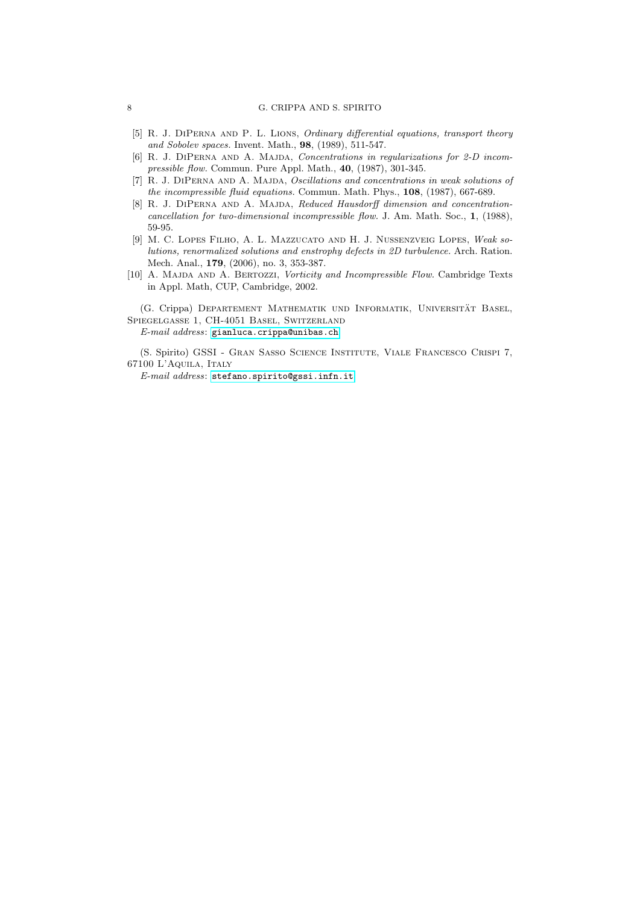[5] R. J. DiPerna and P. L. Lions, *Ordinary differential equations, transport theory and Sobolev spaces*. Invent. Math., **98**, (1989), 511-547.

[6] R. J. DiPerna and A. Majda, *Concentrations in regularizations for 2-D incompressible flow*. Commun. Pure Appl. Math., **40**, (1987), 301-345.

[7] R. J. DiPerna and A. Majda, *Oscillations and concentrations in weak solutions of the incompressible fluid equations*. Commun. Math. Phys., **108**, (1987), 667-689.

[8] R. J. DiPerna and A. Majda, *Reduced Hausdorff dimension and concentration-cancellation for two-dimensional incompressible flow*. J. Am. Math. Soc., **1**, (1988), 59-95.

[9] M. C. Lopes Filho, A. L. Mazzucato and H. J. Nussenzveig Lopes, *Weak solutions, renormalized solutions and enstrophy defects in 2D turbulence*. Arch. Ration. Mech. Anal., **179**, (2006), no. 3, 353-387.

[10] A. Majda and A. Bertozzi, *Vorticity and Incompressible Flow*. Cambridge Texts in Appl. Math, CUP, Cambridge, 2002.

(G. Crippa) Departement Mathematik und Informatik, Universität Basel, Spiegelgasse 1, CH-4051 Basel, Switzerland

*E-mail address*: gianluca.crippa@unibas.ch

(S. Spirito) GSSI - Gran Sasso Science Institute, Viale Francesco Crispi 7, 67100 L'Aquila, Italy

*E-mail address*: stefano.spirito@gssi.infn.it